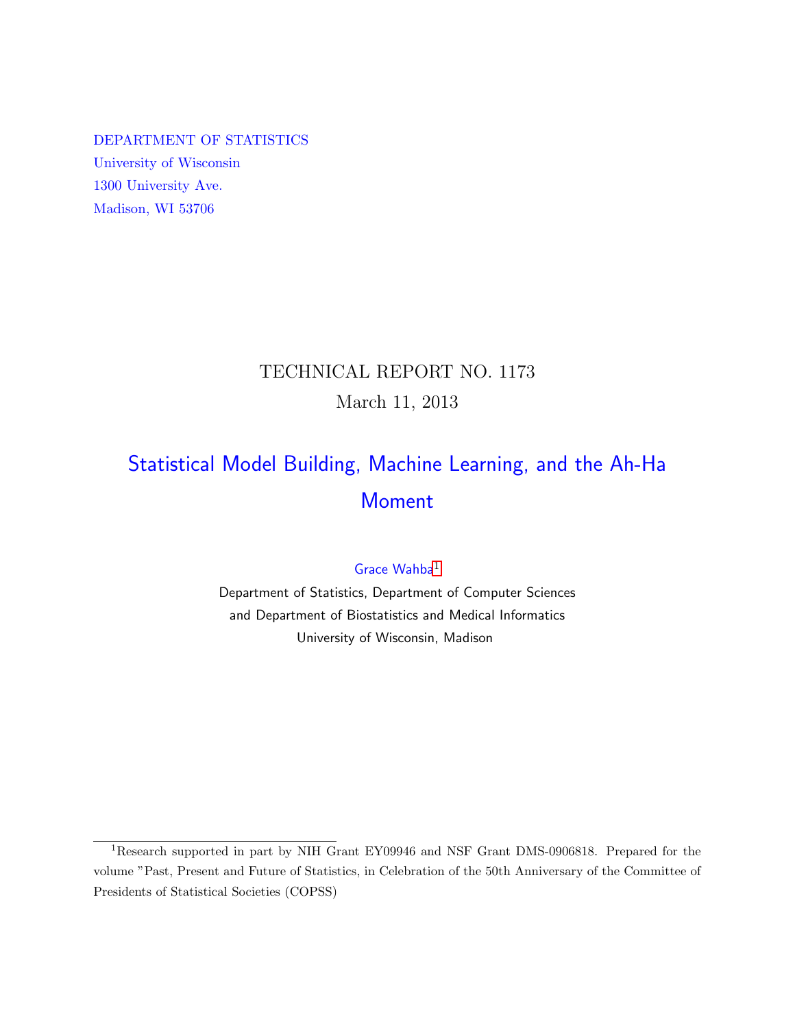DEPARTMENT OF STATISTICS
University of Wisconsin
1300 University Ave.
Madison, WI 53706

TECHNICAL REPORT NO. 1173
March 11, 2013

# Statistical Model Building, Machine Learning, and the Ah-Ha Moment

Grace Wahba[1]
Department of Statistics, Department of Computer Sciences
and Department of Biostatistics and Medical Informatics
University of Wisconsin, Madison

---

[1]Research supported in part by NIH Grant EY09946 and NSF Grant DMS-0906818. Prepared for the volume "Past, Present and Future of Statistics, in Celebration of the 50th Anniversary of the Committee of Presidents of Statistical Societies (COPSS)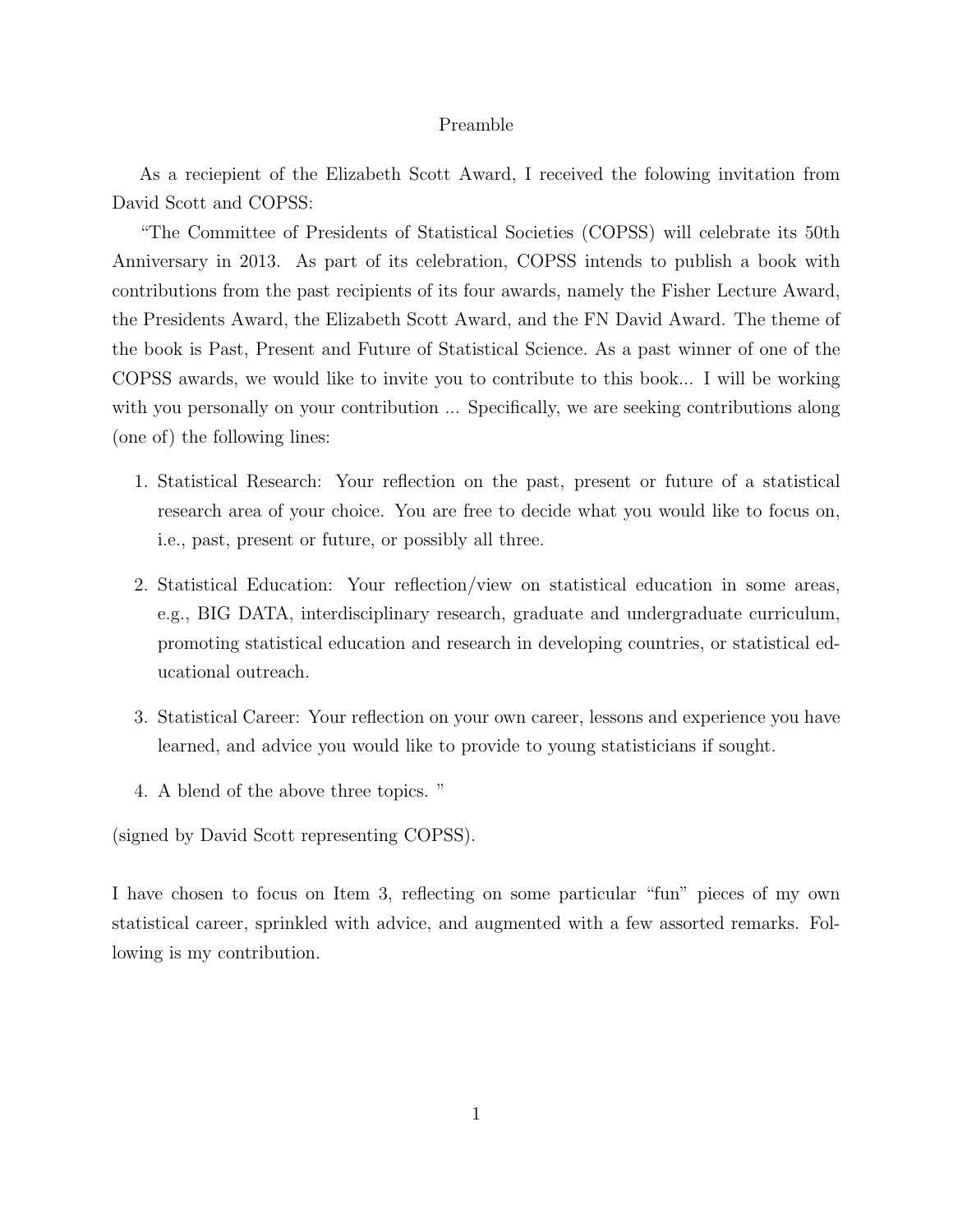# Preamble

As a reciepient of the Elizabeth Scott Award, I received the folowing invitation from David Scott and COPSS:

"The Committee of Presidents of Statistical Societies (COPSS) will celebrate its 50th Anniversary in 2013. As part of its celebration, COPSS intends to publish a book with contributions from the past recipients of its four awards, namely the Fisher Lecture Award, the Presidents Award, the Elizabeth Scott Award, and the FN David Award. The theme of the book is Past, Present and Future of Statistical Science. As a past winner of one of the COPSS awards, we would like to invite you to contribute to this book... I will be working with you personally on your contribution ... Specifically, we are seeking contributions along (one of) the following lines:

1. Statistical Research: Your reflection on the past, present or future of a statistical research area of your choice. You are free to decide what you would like to focus on, i.e., past, present or future, or possibly all three.

2. Statistical Education: Your reflection/view on statistical education in some areas, e.g., BIG DATA, interdisciplinary research, graduate and undergraduate curriculum, promoting statistical education and research in developing countries, or statistical educational outreach.

3. Statistical Career: Your reflection on your own career, lessons and experience you have learned, and advice you would like to provide to young statisticians if sought.

4. A blend of the above three topics. "

(signed by David Scott representing COPSS).

I have chosen to focus on Item 3, reflecting on some particular "fun" pieces of my own statistical career, sprinkled with advice, and augmented with a few assorted remarks. Following is my contribution.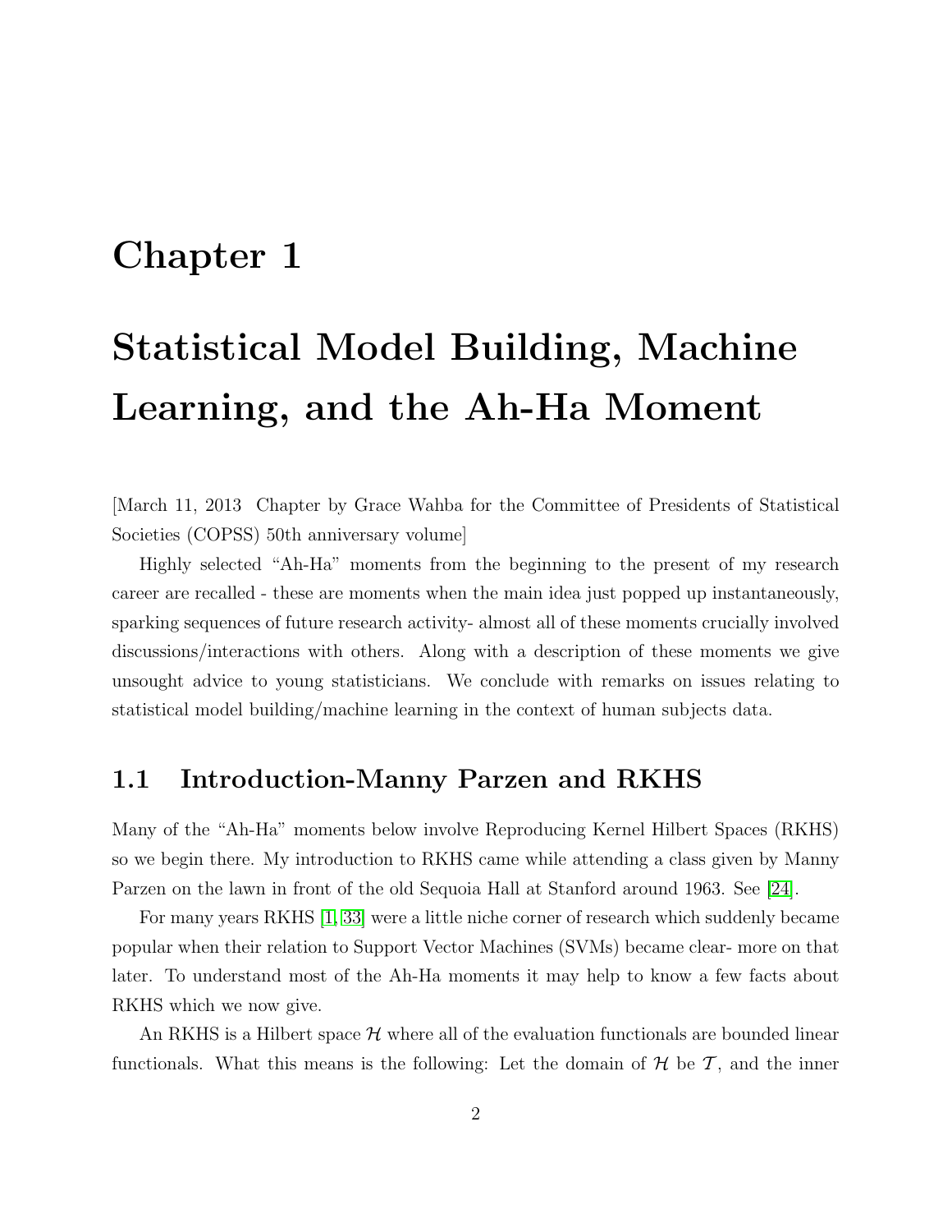# Chapter 1

# Statistical Model Building, Machine Learning, and the Ah-Ha Moment

[March 11, 2013 Chapter by Grace Wahba for the Committee of Presidents of Statistical Societies (COPSS) 50th anniversary volume]

Highly selected "Ah-Ha" moments from the beginning to the present of my research career are recalled - these are moments when the main idea just popped up instantaneously, sparking sequences of future research activity- almost all of these moments crucially involved discussions/interactions with others. Along with a description of these moments we give unsought advice to young statisticians. We conclude with remarks on issues relating to statistical model building/machine learning in the context of human subjects data.

## 1.1 Introduction-Manny Parzen and RKHS

Many of the "Ah-Ha" moments below involve Reproducing Kernel Hilbert Spaces (RKHS) so we begin there. My introduction to RKHS came while attending a class given by Manny Parzen on the lawn in front of the old Sequoia Hall at Stanford around 1963. See [24].

For many years RKHS [1, 33] were a little niche corner of research which suddenly became popular when their relation to Support Vector Machines (SVMs) became clear- more on that later. To understand most of the Ah-Ha moments it may help to know a few facts about RKHS which we now give.

An RKHS is a Hilbert space $\mathcal{H}$ where all of the evaluation functionals are bounded linear functionals. What this means is the following: Let the domain of $\mathcal{H}$ be $\mathcal{T}$, and the inner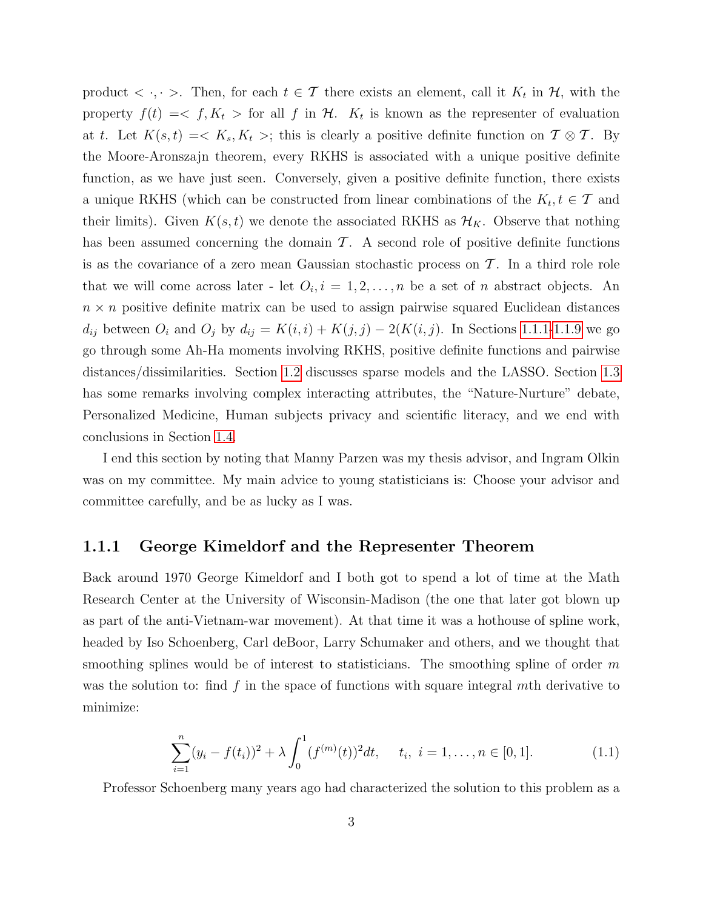product $< \cdot, \cdot >$. Then, for each $t \in \mathcal{T}$ there exists an element, call it $K_t$ in $\mathcal{H}$, with the property $f(t) =< f, K_t >$ for all $f$ in $\mathcal{H}$. $K_t$ is known as the representer of evaluation at $t$. Let $K(s,t) =< K_s, K_t >$; this is clearly a positive definite function on $\mathcal{T} \otimes \mathcal{T}$. By the Moore-Aronszajn theorem, every RKHS is associated with a unique positive definite function, as we have just seen. Conversely, given a positive definite function, there exists a unique RKHS (which can be constructed from linear combinations of the $K_t, t \in \mathcal{T}$ and their limits). Given $K(s,t)$ we denote the associated RKHS as $\mathcal{H}_K$. Observe that nothing has been assumed concerning the domain $\mathcal{T}$. A second role of positive definite functions is as the covariance of a zero mean Gaussian stochastic process on $\mathcal{T}$. In a third role role that we will come across later - let $O_i, i = 1, 2, \ldots, n$ be a set of $n$ abstract objects. An $n \times n$ positive definite matrix can be used to assign pairwise squared Euclidean distances $d_{ij}$ between $O_i$ and $O_j$ by $d_{ij} = K(i,i) + K(j,j) - 2(K(i,j)$. In Sections 1.1.1-1.1.9 we go go through some Ah-Ha moments involving RKHS, positive definite functions and pairwise distances/dissimilarities. Section 1.2 discusses sparse models and the LASSO. Section 1.3 has some remarks involving complex interacting attributes, the "Nature-Nurture" debate, Personalized Medicine, Human subjects privacy and scientific literacy, and we end with conclusions in Section 1.4.

I end this section by noting that Manny Parzen was my thesis advisor, and Ingram Olkin was on my committee. My main advice to young statisticians is: Choose your advisor and committee carefully, and be as lucky as I was.

### 1.1.1 George Kimeldorf and the Representer Theorem

Back around 1970 George Kimeldorf and I both got to spend a lot of time at the Math Research Center at the University of Wisconsin-Madison (the one that later got blown up as part of the anti-Vietnam-war movement). At that time it was a hothouse of spline work, headed by Iso Schoenberg, Carl deBoor, Larry Schumaker and others, and we thought that smoothing splines would be of interest to statisticians. The smoothing spline of order $m$ was the solution to: find $f$ in the space of functions with square integral $m$th derivative to minimize:

$$\sum_{i=1}^{n}(y_i - f(t_i))^2 + \lambda \int_0^1 (f^{(m)}(t))^2 dt, \qquad t_i,\ i = 1, \ldots, n \in [0,1]. \tag{1.1}$$

Professor Schoenberg many years ago had characterized the solution to this problem as a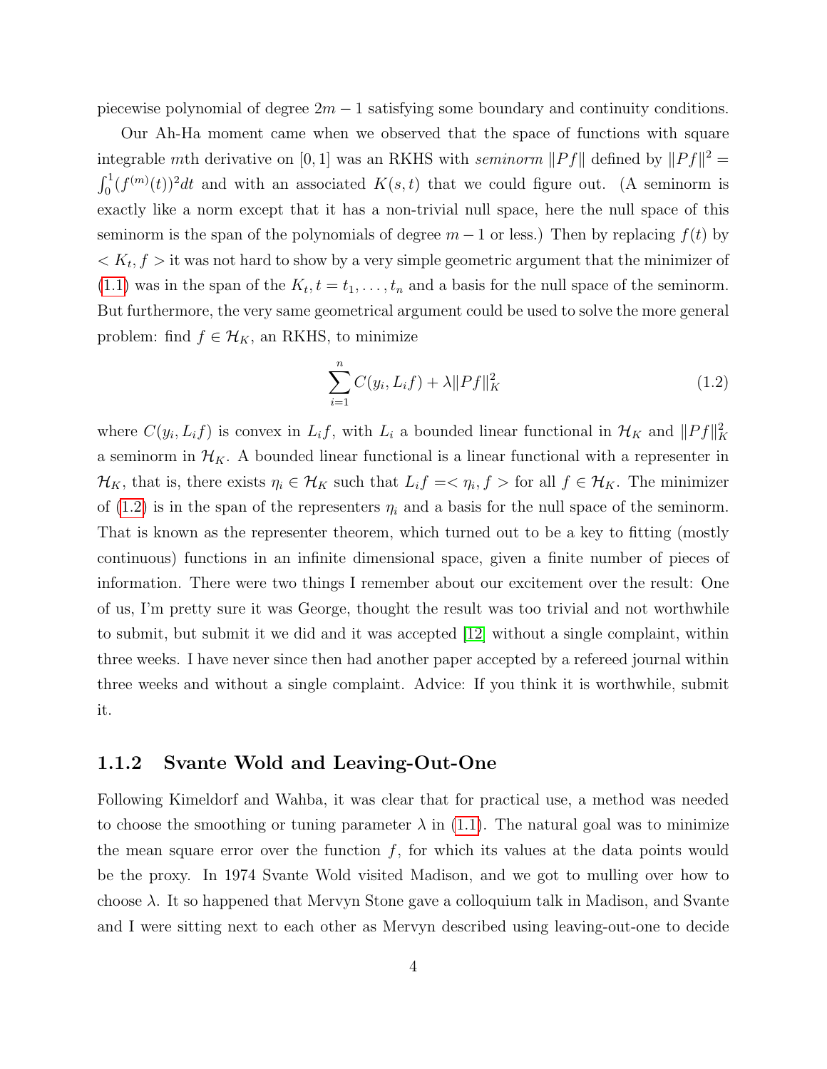piecewise polynomial of degree $2m-1$ satisfying some boundary and continuity conditions.

Our Ah-Ha moment came when we observed that the space of functions with square integrable $m$th derivative on $[0,1]$ was an RKHS with *seminorm* $\|Pf\|$ defined by $\|Pf\|^2 = \int_0^1 (f^{(m)}(t))^2 dt$ and with an associated $K(s,t)$ that we could figure out. (A seminorm is exactly like a norm except that it has a non-trivial null space, here the null space of this seminorm is the span of the polynomials of degree $m-1$ or less.) Then by replacing $f(t)$ by $< K_t, f >$ it was not hard to show by a very simple geometric argument that the minimizer of (1.1) was in the span of the $K_t, t = t_1, \ldots, t_n$ and a basis for the null space of the seminorm. But furthermore, the very same geometrical argument could be used to solve the more general problem: find $f \in \mathcal{H}_K$, an RKHS, to minimize

$$\sum_{i=1}^{n} C(y_i, L_i f) + \lambda \|Pf\|_K^2 \tag{1.2}$$

where $C(y_i, L_i f)$ is convex in $L_i f$, with $L_i$ a bounded linear functional in $\mathcal{H}_K$ and $\|Pf\|_K^2$ a seminorm in $\mathcal{H}_K$. A bounded linear functional is a linear functional with a representer in $\mathcal{H}_K$, that is, there exists $\eta_i \in \mathcal{H}_K$ such that $L_i f = < \eta_i, f >$ for all $f \in \mathcal{H}_K$. The minimizer of (1.2) is in the span of the representers $\eta_i$ and a basis for the null space of the seminorm. That is known as the representer theorem, which turned out to be a key to fitting (mostly continuous) functions in an infinite dimensional space, given a finite number of pieces of information. There were two things I remember about our excitement over the result: One of us, I'm pretty sure it was George, thought the result was too trivial and not worthwhile to submit, but submit it we did and it was accepted [12] without a single complaint, within three weeks. I have never since then had another paper accepted by a refereed journal within three weeks and without a single complaint. Advice: If you think it is worthwhile, submit it.

### 1.1.2 Svante Wold and Leaving-Out-One

Following Kimeldorf and Wahba, it was clear that for practical use, a method was needed to choose the smoothing or tuning parameter $\lambda$ in (1.1). The natural goal was to minimize the mean square error over the function $f$, for which its values at the data points would be the proxy. In 1974 Svante Wold visited Madison, and we got to mulling over how to choose $\lambda$. It so happened that Mervyn Stone gave a colloquium talk in Madison, and Svante and I were sitting next to each other as Mervyn described using leaving-out-one to decide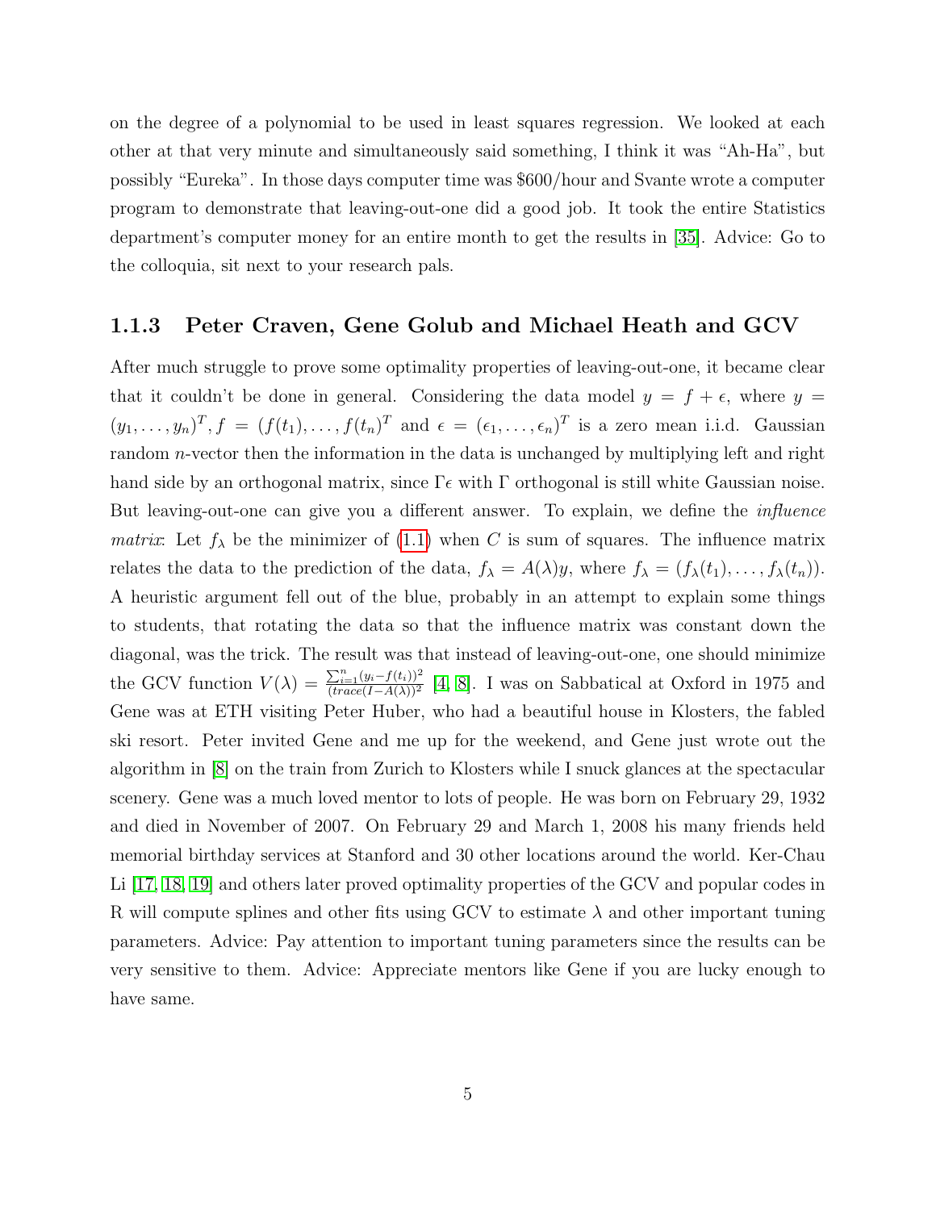on the degree of a polynomial to be used in least squares regression. We looked at each other at that very minute and simultaneously said something, I think it was "Ah-Ha", but possibly "Eureka". In those days computer time was $600/hour and Svante wrote a computer program to demonstrate that leaving-out-one did a good job. It took the entire Statistics department's computer money for an entire month to get the results in [35]. Advice: Go to the colloquia, sit next to your research pals.

### 1.1.3 Peter Craven, Gene Golub and Michael Heath and GCV

After much struggle to prove some optimality properties of leaving-out-one, it became clear that it couldn't be done in general. Considering the data model $y = f + \epsilon$, where $y = (y_1, \ldots, y_n)^T, f = (f(t_1), \ldots, f(t_n)^T$ and $\epsilon = (\epsilon_1, \ldots, \epsilon_n)^T$ is a zero mean i.i.d. Gaussian random $n$-vector then the information in the data is unchanged by multiplying left and right hand side by an orthogonal matrix, since $\Gamma\epsilon$ with $\Gamma$ orthogonal is still white Gaussian noise. But leaving-out-one can give you a different answer. To explain, we define the *influence matrix*: Let $f_\lambda$ be the minimizer of (1.1) when $C$ is sum of squares. The influence matrix relates the data to the prediction of the data, $f_\lambda = A(\lambda)y$, where $f_\lambda = (f_\lambda(t_1), \ldots, f_\lambda(t_n))$. A heuristic argument fell out of the blue, probably in an attempt to explain some things to students, that rotating the data so that the influence matrix was constant down the diagonal, was the trick. The result was that instead of leaving-out-one, one should minimize the GCV function $V(\lambda) = \frac{\sum_{i=1}^n (y_i - f(t_i))^2}{(trace(I - A(\lambda))^2}$ [4, 8]. I was on Sabbatical at Oxford in 1975 and Gene was at ETH visiting Peter Huber, who had a beautiful house in Klosters, the fabled ski resort. Peter invited Gene and me up for the weekend, and Gene just wrote out the algorithm in [8] on the train from Zurich to Klosters while I snuck glances at the spectacular scenery. Gene was a much loved mentor to lots of people. He was born on February 29, 1932 and died in November of 2007. On February 29 and March 1, 2008 his many friends held memorial birthday services at Stanford and 30 other locations around the world. Ker-Chau Li [17, 18, 19] and others later proved optimality properties of the GCV and popular codes in R will compute splines and other fits using GCV to estimate $\lambda$ and other important tuning parameters. Advice: Pay attention to important tuning parameters since the results can be very sensitive to them. Advice: Appreciate mentors like Gene if you are lucky enough to have same.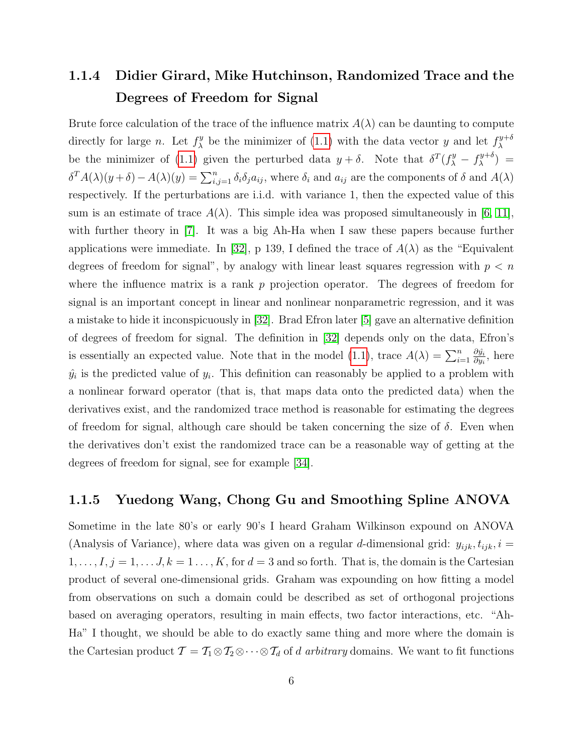### 1.1.4 Didier Girard, Mike Hutchinson, Randomized Trace and the Degrees of Freedom for Signal

Brute force calculation of the trace of the influence matrix $A(\lambda)$ can be daunting to compute directly for large $n$. Let $f_\lambda^y$ be the minimizer of (1.1) with the data vector $y$ and let $f_\lambda^{y+\delta}$ be the minimizer of (1.1) given the perturbed data $y + \delta$. Note that $\delta^T(f_\lambda^y - f_\lambda^{y+\delta}) = \delta^T A(\lambda)(y + \delta) - A(\lambda)(y) = \sum_{i,j=1}^n \delta_i \delta_j a_{ij}$, where $\delta_i$ and $a_{ij}$ are the components of $\delta$ and $A(\lambda)$ respectively. If the perturbations are i.i.d. with variance 1, then the expected value of this sum is an estimate of trace $A(\lambda)$. This simple idea was proposed simultaneously in [6, 11], with further theory in [7]. It was a big Ah-Ha when I saw these papers because further applications were immediate. In [32], p 139, I defined the trace of $A(\lambda)$ as the "Equivalent degrees of freedom for signal", by analogy with linear least squares regression with $p < n$ where the influence matrix is a rank $p$ projection operator. The degrees of freedom for signal is an important concept in linear and nonlinear nonparametric regression, and it was a mistake to hide it inconspicuously in [32]. Brad Efron later [5] gave an alternative definition of degrees of freedom for signal. The definition in [32] depends only on the data, Efron's is essentially an expected value. Note that in the model (1.1), trace $A(\lambda) = \sum_{i=1}^n \frac{\partial \hat{y_i}}{\partial y_i}$, here $\hat{y}_i$ is the predicted value of $y_i$. This definition can reasonably be applied to a problem with a nonlinear forward operator (that is, that maps data onto the predicted data) when the derivatives exist, and the randomized trace method is reasonable for estimating the degrees of freedom for signal, although care should be taken concerning the size of $\delta$. Even when the derivatives don't exist the randomized trace can be a reasonable way of getting at the degrees of freedom for signal, see for example [34].

### 1.1.5 Yuedong Wang, Chong Gu and Smoothing Spline ANOVA

Sometime in the late 80's or early 90's I heard Graham Wilkinson expound on ANOVA (Analysis of Variance), where data was given on a regular $d$-dimensional grid: $y_{ijk}, t_{ijk}, i = 1, \ldots, I, j = 1, \ldots J, k = 1 \ldots, K$, for $d = 3$ and so forth. That is, the domain is the Cartesian product of several one-dimensional grids. Graham was expounding on how fitting a model from observations on such a domain could be described as set of orthogonal projections based on averaging operators, resulting in main effects, two factor interactions, etc. "Ah-Ha" I thought, we should be able to do exactly same thing and more where the domain is the Cartesian product $\mathcal{T} = \mathcal{T}_1 \otimes \mathcal{T}_2 \otimes \cdots \otimes \mathcal{T}_d$ of $d$ *arbitrary* domains. We want to fit functions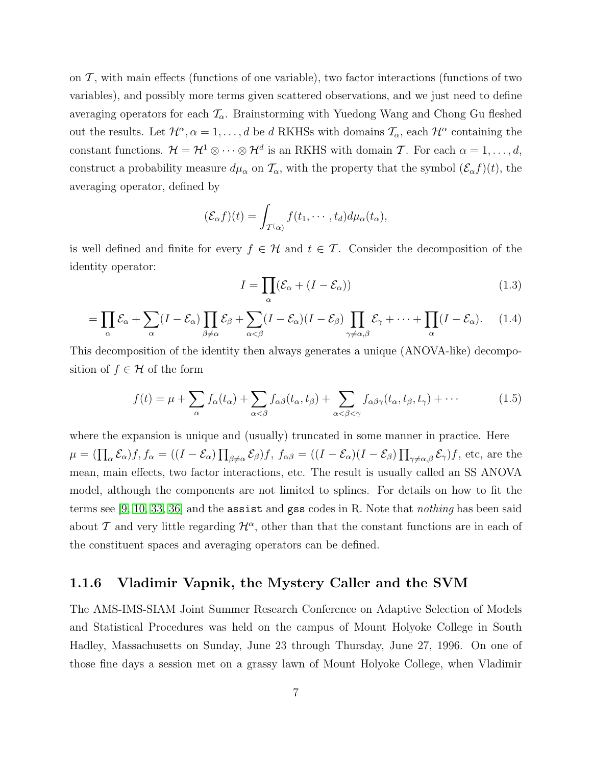on $\mathcal{T}$, with main effects (functions of one variable), two factor interactions (functions of two variables), and possibly more terms given scattered observations, and we just need to define averaging operators for each $\mathcal{T}_\alpha$. Brainstorming with Yuedong Wang and Chong Gu fleshed out the results. Let $\mathcal{H}^\alpha, \alpha = 1, \ldots, d$ be $d$ RKHSs with domains $\mathcal{T}_\alpha$, each $\mathcal{H}^\alpha$ containing the constant functions. $\mathcal{H} = \mathcal{H}^1 \otimes \cdots \otimes \mathcal{H}^d$ is an RKHS with domain $\mathcal{T}$. For each $\alpha = 1, \ldots, d$, construct a probability measure $d\mu_\alpha$ on $\mathcal{T}_\alpha$, with the property that the symbol $(\mathcal{E}_\alpha f)(t)$, the averaging operator, defined by

$$(\mathcal{E}_\alpha f)(t) = \int_{\mathcal{T}^{(\alpha)}} f(t_1, \cdots, t_d) d\mu_\alpha(t_\alpha),$$

is well defined and finite for every $f \in \mathcal{H}$ and $t \in \mathcal{T}$. Consider the decomposition of the identity operator:

$$I = \prod_\alpha (\mathcal{E}_\alpha + (I - \mathcal{E}_\alpha)) \tag{1.3}$$

$$= \prod_\alpha \mathcal{E}_\alpha + \sum_\alpha (I - \mathcal{E}_\alpha) \prod_{\beta \neq \alpha} \mathcal{E}_\beta + \sum_{\alpha < \beta} (I - \mathcal{E}_\alpha)(I - \mathcal{E}_\beta) \prod_{\gamma \neq \alpha, \beta} \mathcal{E}_\gamma + \cdots + \prod_\alpha (I - \mathcal{E}_\alpha). \tag{1.4}$$

This decomposition of the identity then always generates a unique (ANOVA-like) decomposition of $f \in \mathcal{H}$ of the form

$$f(t) = \mu + \sum_\alpha f_\alpha(t_\alpha) + \sum_{\alpha < \beta} f_{\alpha\beta}(t_\alpha, t_\beta) + \sum_{\alpha < \beta < \gamma} f_{\alpha\beta\gamma}(t_\alpha, t_\beta, t_\gamma) + \cdots \tag{1.5}$$

where the expansion is unique and (usually) truncated in some manner in practice. Here $\mu = (\prod_\alpha \mathcal{E}_\alpha) f$, $f_\alpha = ((I - \mathcal{E}_\alpha) \prod_{\beta \neq \alpha} \mathcal{E}_\beta) f$, $f_{\alpha\beta} = ((I - \mathcal{E}_\alpha)(I - \mathcal{E}_\beta) \prod_{\gamma \neq \alpha, \beta} \mathcal{E}_\gamma) f$, etc, are the mean, main effects, two factor interactions, etc. The result is usually called an SS ANOVA model, although the components are not limited to splines. For details on how to fit the terms see [9, 10, 33, 36] and the `assist` and `gss` codes in R. Note that *nothing* has been said about $\mathcal{T}$ and very little regarding $\mathcal{H}^\alpha$, other than that the constant functions are in each of the constituent spaces and averaging operators can be defined.

### 1.1.6 Vladimir Vapnik, the Mystery Caller and the SVM

The AMS-IMS-SIAM Joint Summer Research Conference on Adaptive Selection of Models and Statistical Procedures was held on the campus of Mount Holyoke College in South Hadley, Massachusetts on Sunday, June 23 through Thursday, June 27, 1996. On one of those fine days a session met on a grassy lawn of Mount Holyoke College, when Vladimir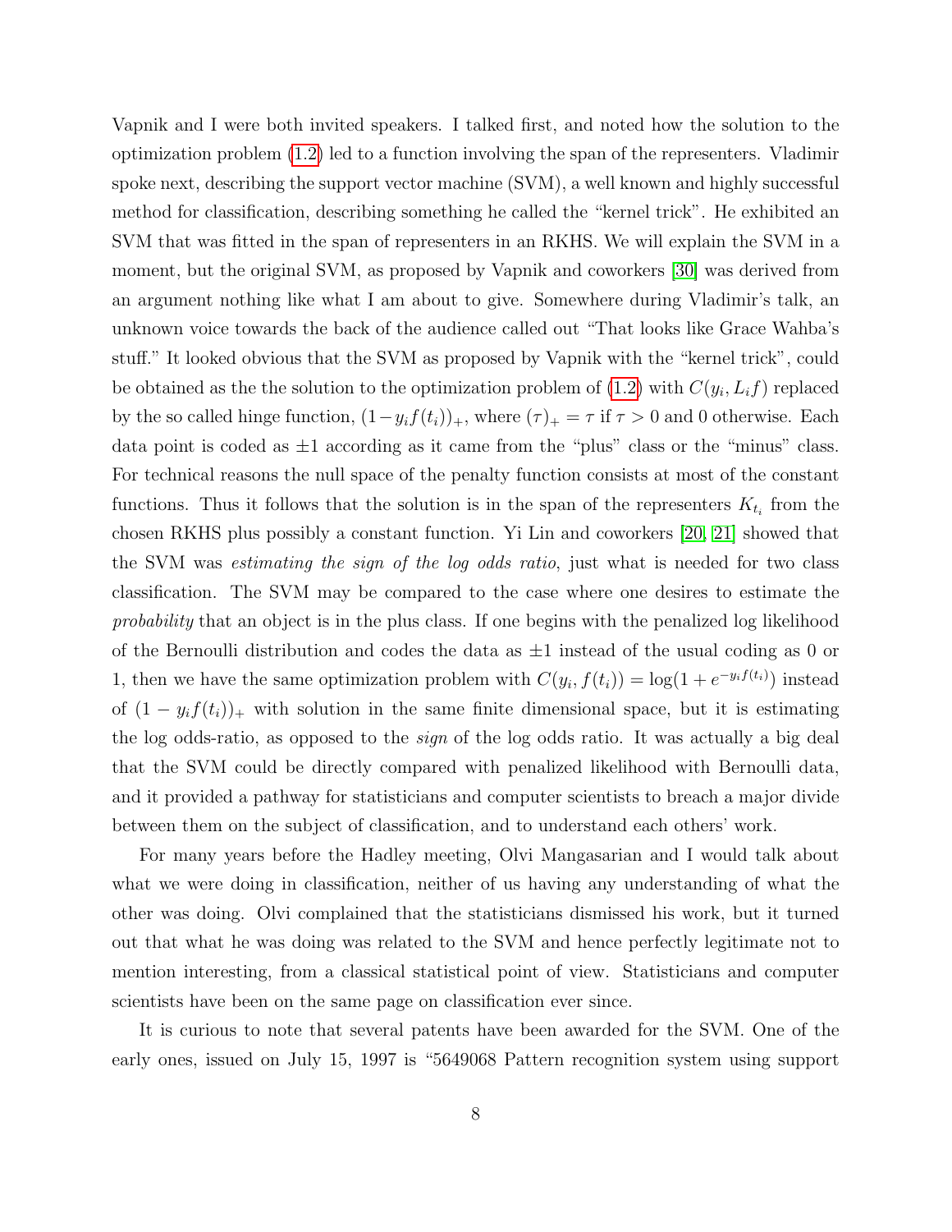Vapnik and I were both invited speakers. I talked first, and noted how the solution to the optimization problem (1.2) led to a function involving the span of the representers. Vladimir spoke next, describing the support vector machine (SVM), a well known and highly successful method for classification, describing something he called the "kernel trick". He exhibited an SVM that was fitted in the span of representers in an RKHS. We will explain the SVM in a moment, but the original SVM, as proposed by Vapnik and coworkers [30] was derived from an argument nothing like what I am about to give. Somewhere during Vladimir's talk, an unknown voice towards the back of the audience called out "That looks like Grace Wahba's stuff." It looked obvious that the SVM as proposed by Vapnik with the "kernel trick", could be obtained as the the solution to the optimization problem of (1.2) with $C(y_i, L_i f)$ replaced by the so called hinge function, $(1 - y_i f(t_i))_+$, where $(\tau)_+ = \tau$ if $\tau > 0$ and 0 otherwise. Each data point is coded as $\pm 1$ according as it came from the "plus" class or the "minus" class. For technical reasons the null space of the penalty function consists at most of the constant functions. Thus it follows that the solution is in the span of the representers $K_{t_i}$ from the chosen RKHS plus possibly a constant function. Yi Lin and coworkers [20, 21] showed that the SVM was *estimating the sign of the log odds ratio*, just what is needed for two class classification. The SVM may be compared to the case where one desires to estimate the *probability* that an object is in the plus class. If one begins with the penalized log likelihood of the Bernoulli distribution and codes the data as $\pm 1$ instead of the usual coding as 0 or 1, then we have the same optimization problem with $C(y_i, f(t_i)) = \log(1 + e^{-y_i f(t_i)})$ instead of $(1 - y_i f(t_i))_+$ with solution in the same finite dimensional space, but it is estimating the log odds-ratio, as opposed to the *sign* of the log odds ratio. It was actually a big deal that the SVM could be directly compared with penalized likelihood with Bernoulli data, and it provided a pathway for statisticians and computer scientists to breach a major divide between them on the subject of classification, and to understand each others' work.

For many years before the Hadley meeting, Olvi Mangasarian and I would talk about what we were doing in classification, neither of us having any understanding of what the other was doing. Olvi complained that the statisticians dismissed his work, but it turned out that what he was doing was related to the SVM and hence perfectly legitimate not to mention interesting, from a classical statistical point of view. Statisticians and computer scientists have been on the same page on classification ever since.

It is curious to note that several patents have been awarded for the SVM. One of the early ones, issued on July 15, 1997 is "5649068 Pattern recognition system using support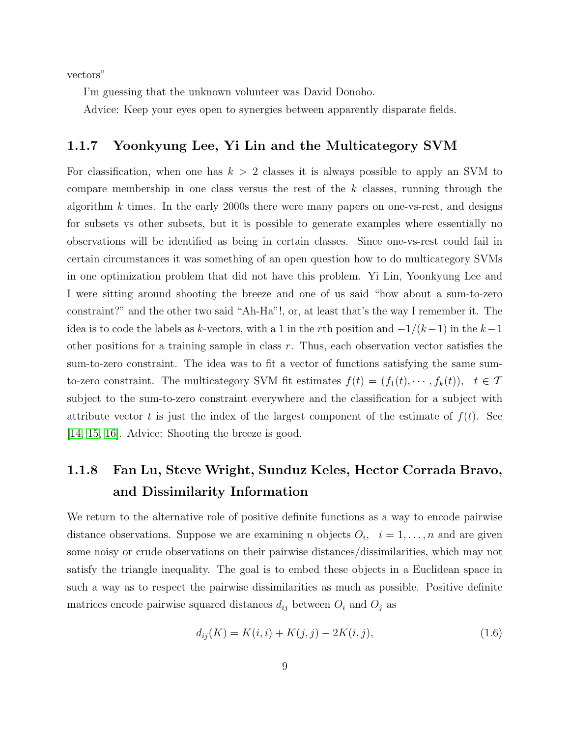vectors"

I'm guessing that the unknown volunteer was David Donoho.

Advice: Keep your eyes open to synergies between apparently disparate fields.

### 1.1.7 Yoonkyung Lee, Yi Lin and the Multicategory SVM

For classification, when one has $k > 2$ classes it is always possible to apply an SVM to compare membership in one class versus the rest of the $k$ classes, running through the algorithm $k$ times. In the early 2000s there were many papers on one-vs-rest, and designs for subsets vs other subsets, but it is possible to generate examples where essentially no observations will be identified as being in certain classes. Since one-vs-rest could fail in certain circumstances it was something of an open question how to do multicategory SVMs in one optimization problem that did not have this problem. Yi Lin, Yoonkyung Lee and I were sitting around shooting the breeze and one of us said "how about a sum-to-zero constraint?" and the other two said "Ah-Ha"!, or, at least that's the way I remember it. The idea is to code the labels as $k$-vectors, with a 1 in the $r$th position and $-1/(k-1)$ in the $k-1$ other positions for a training sample in class $r$. Thus, each observation vector satisfies the sum-to-zero constraint. The idea was to fit a vector of functions satisfying the same sum-to-zero constraint. The multicategory SVM fit estimates $f(t) = (f_1(t), \cdots, f_k(t)), \quad t \in \mathcal{T}$ subject to the sum-to-zero constraint everywhere and the classification for a subject with attribute vector $t$ is just the index of the largest component of the estimate of $f(t)$. See [14, 15, 16]. Advice: Shooting the breeze is good.

### 1.1.8 Fan Lu, Steve Wright, Sunduz Keles, Hector Corrada Bravo, and Dissimilarity Information

We return to the alternative role of positive definite functions as a way to encode pairwise distance observations. Suppose we are examining $n$ objects $O_i, \quad i = 1, \ldots, n$ and are given some noisy or crude observations on their pairwise distances/dissimilarities, which may not satisfy the triangle inequality. The goal is to embed these objects in a Euclidean space in such a way as to respect the pairwise dissimilarities as much as possible. Positive definite matrices encode pairwise squared distances $d_{ij}$ between $O_i$ and $O_j$ as

$$d_{ij}(K) = K(i,i) + K(j,j) - 2K(i,j), \tag{1.6}$$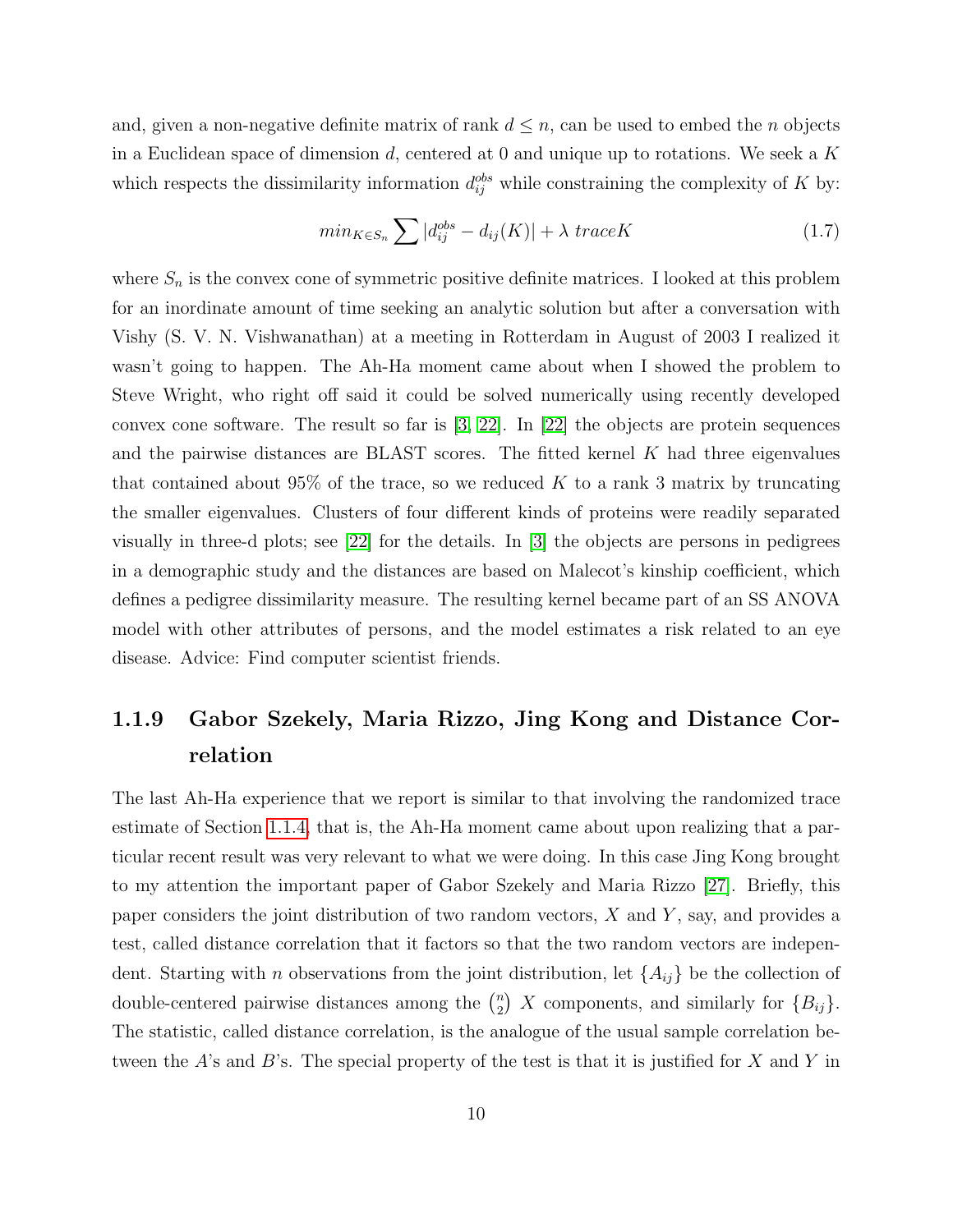and, given a non-negative definite matrix of rank $d \leq n$, can be used to embed the $n$ objects in a Euclidean space of dimension $d$, centered at 0 and unique up to rotations. We seek a $K$ which respects the dissimilarity information $d_{ij}^{obs}$ while constraining the complexity of $K$ by:

$$min_{K \in S_n} \sum |d_{ij}^{obs} - d_{ij}(K)| + \lambda \; trace K \tag{1.7}$$

where $S_n$ is the convex cone of symmetric positive definite matrices. I looked at this problem for an inordinate amount of time seeking an analytic solution but after a conversation with Vishy (S. V. N. Vishwanathan) at a meeting in Rotterdam in August of 2003 I realized it wasn't going to happen. The Ah-Ha moment came about when I showed the problem to Steve Wright, who right off said it could be solved numerically using recently developed convex cone software. The result so far is [3, 22]. In [22] the objects are protein sequences and the pairwise distances are BLAST scores. The fitted kernel $K$ had three eigenvalues that contained about 95% of the trace, so we reduced $K$ to a rank 3 matrix by truncating the smaller eigenvalues. Clusters of four different kinds of proteins were readily separated visually in three-d plots; see [22] for the details. In [3] the objects are persons in pedigrees in a demographic study and the distances are based on Malecot's kinship coefficient, which defines a pedigree dissimilarity measure. The resulting kernel became part of an SS ANOVA model with other attributes of persons, and the model estimates a risk related to an eye disease. Advice: Find computer scientist friends.

### 1.1.9 Gabor Szekely, Maria Rizzo, Jing Kong and Distance Correlation

The last Ah-Ha experience that we report is similar to that involving the randomized trace estimate of Section 1.1.4, that is, the Ah-Ha moment came about upon realizing that a particular recent result was very relevant to what we were doing. In this case Jing Kong brought to my attention the important paper of Gabor Szekely and Maria Rizzo [27]. Briefly, this paper considers the joint distribution of two random vectors, $X$ and $Y$, say, and provides a test, called distance correlation that it factors so that the two random vectors are independent. Starting with $n$ observations from the joint distribution, let $\{A_{ij}\}$ be the collection of double-centered pairwise distances among the $\binom{n}{2}$ $X$ components, and similarly for $\{B_{ij}\}$. The statistic, called distance correlation, is the analogue of the usual sample correlation between the $A$'s and $B$'s. The special property of the test is that it is justified for $X$ and $Y$ in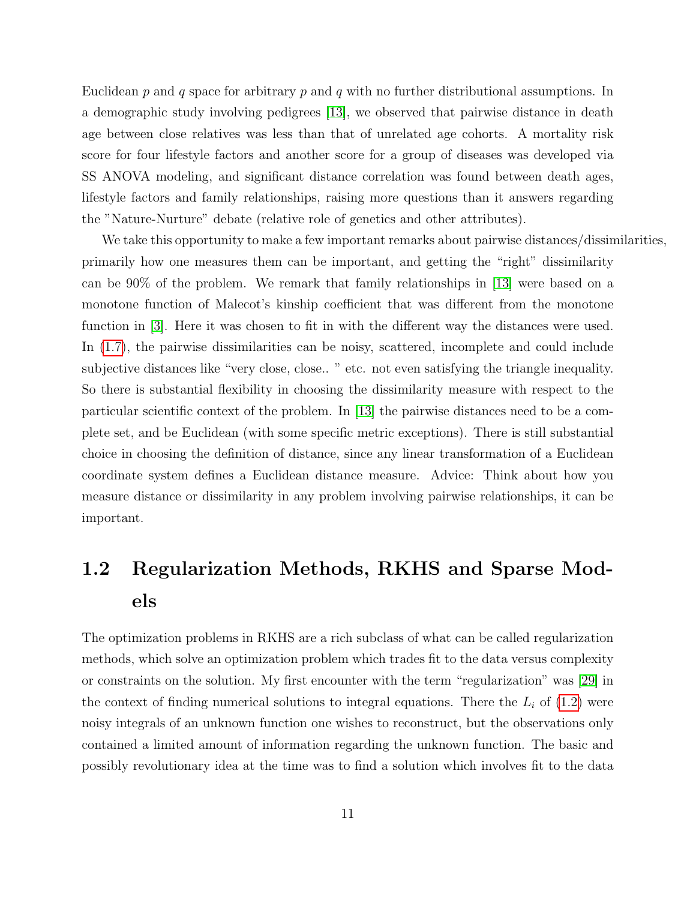Euclidean $p$ and $q$ space for arbitrary $p$ and $q$ with no further distributional assumptions. In a demographic study involving pedigrees [13], we observed that pairwise distance in death age between close relatives was less than that of unrelated age cohorts. A mortality risk score for four lifestyle factors and another score for a group of diseases was developed via SS ANOVA modeling, and significant distance correlation was found between death ages, lifestyle factors and family relationships, raising more questions than it answers regarding the "Nature-Nurture" debate (relative role of genetics and other attributes).

We take this opportunity to make a few important remarks about pairwise distances/dissimilarities, primarily how one measures them can be important, and getting the "right" dissimilarity can be 90% of the problem. We remark that family relationships in [13] were based on a monotone function of Malecot's kinship coefficient that was different from the monotone function in [3]. Here it was chosen to fit in with the different way the distances were used. In (1.7), the pairwise dissimilarities can be noisy, scattered, incomplete and could include subjective distances like "very close, close.. " etc. not even satisfying the triangle inequality. So there is substantial flexibility in choosing the dissimilarity measure with respect to the particular scientific context of the problem. In [13] the pairwise distances need to be a complete set, and be Euclidean (with some specific metric exceptions). There is still substantial choice in choosing the definition of distance, since any linear transformation of a Euclidean coordinate system defines a Euclidean distance measure. Advice: Think about how you measure distance or dissimilarity in any problem involving pairwise relationships, it can be important.

## 1.2 Regularization Methods, RKHS and Sparse Models

The optimization problems in RKHS are a rich subclass of what can be called regularization methods, which solve an optimization problem which trades fit to the data versus complexity or constraints on the solution. My first encounter with the term "regularization" was [29] in the context of finding numerical solutions to integral equations. There the $L_i$ of (1.2) were noisy integrals of an unknown function one wishes to reconstruct, but the observations only contained a limited amount of information regarding the unknown function. The basic and possibly revolutionary idea at the time was to find a solution which involves fit to the data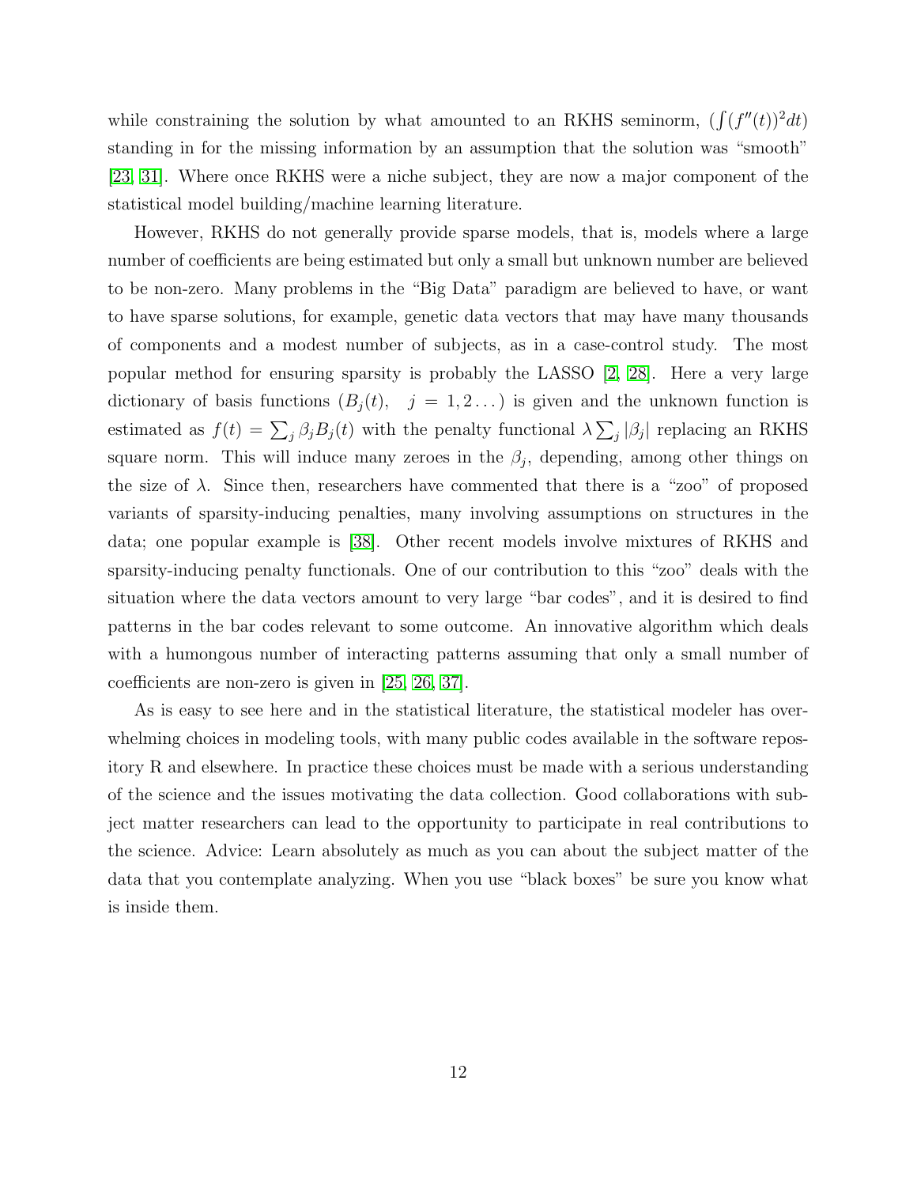while constraining the solution by what amounted to an RKHS seminorm, $(\int (f''(t))^2 dt)$ standing in for the missing information by an assumption that the solution was "smooth" [23, 31]. Where once RKHS were a niche subject, they are now a major component of the statistical model building/machine learning literature.

However, RKHS do not generally provide sparse models, that is, models where a large number of coefficients are being estimated but only a small but unknown number are believed to be non-zero. Many problems in the "Big Data" paradigm are believed to have, or want to have sparse solutions, for example, genetic data vectors that may have many thousands of components and a modest number of subjects, as in a case-control study. The most popular method for ensuring sparsity is probably the LASSO [2, 28]. Here a very large dictionary of basis functions $(B_j(t), \quad j = 1, 2 \ldots)$ is given and the unknown function is estimated as $f(t) = \sum_j \beta_j B_j(t)$ with the penalty functional $\lambda \sum_j |\beta_j|$ replacing an RKHS square norm. This will induce many zeroes in the $\beta_j$, depending, among other things on the size of $\lambda$. Since then, researchers have commented that there is a "zoo" of proposed variants of sparsity-inducing penalties, many involving assumptions on structures in the data; one popular example is [38]. Other recent models involve mixtures of RKHS and sparsity-inducing penalty functionals. One of our contribution to this "zoo" deals with the situation where the data vectors amount to very large "bar codes", and it is desired to find patterns in the bar codes relevant to some outcome. An innovative algorithm which deals with a humongous number of interacting patterns assuming that only a small number of coefficients are non-zero is given in [25, 26, 37].

As is easy to see here and in the statistical literature, the statistical modeler has overwhelming choices in modeling tools, with many public codes available in the software repository R and elsewhere. In practice these choices must be made with a serious understanding of the science and the issues motivating the data collection. Good collaborations with subject matter researchers can lead to the opportunity to participate in real contributions to the science. Advice: Learn absolutely as much as you can about the subject matter of the data that you contemplate analyzing. When you use "black boxes" be sure you know what is inside them.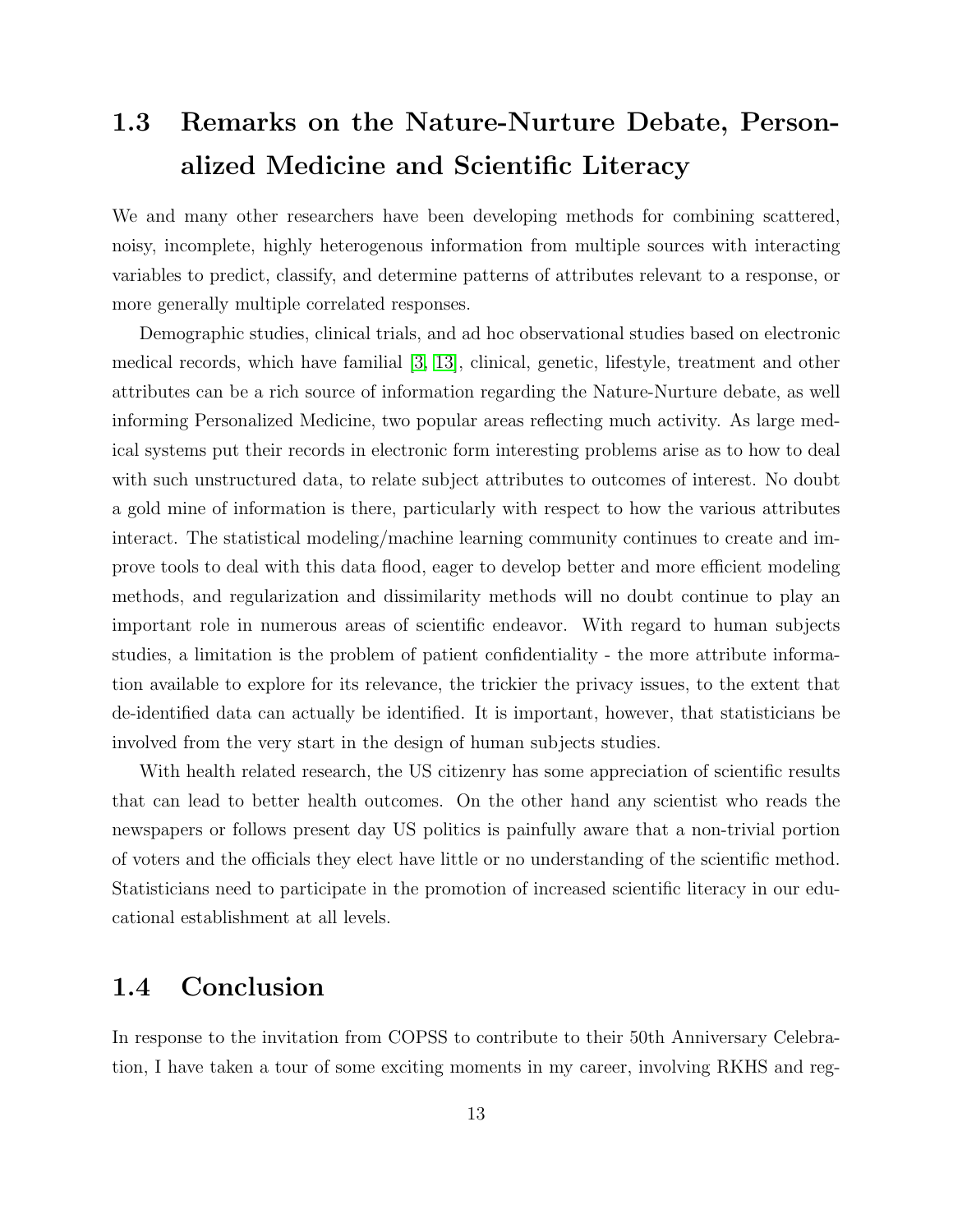## 1.3 Remarks on the Nature-Nurture Debate, Personalized Medicine and Scientific Literacy

We and many other researchers have been developing methods for combining scattered, noisy, incomplete, highly heterogenous information from multiple sources with interacting variables to predict, classify, and determine patterns of attributes relevant to a response, or more generally multiple correlated responses.

Demographic studies, clinical trials, and ad hoc observational studies based on electronic medical records, which have familial [3, 13], clinical, genetic, lifestyle, treatment and other attributes can be a rich source of information regarding the Nature-Nurture debate, as well informing Personalized Medicine, two popular areas reflecting much activity. As large medical systems put their records in electronic form interesting problems arise as to how to deal with such unstructured data, to relate subject attributes to outcomes of interest. No doubt a gold mine of information is there, particularly with respect to how the various attributes interact. The statistical modeling/machine learning community continues to create and improve tools to deal with this data flood, eager to develop better and more efficient modeling methods, and regularization and dissimilarity methods will no doubt continue to play an important role in numerous areas of scientific endeavor. With regard to human subjects studies, a limitation is the problem of patient confidentiality - the more attribute information available to explore for its relevance, the trickier the privacy issues, to the extent that de-identified data can actually be identified. It is important, however, that statisticians be involved from the very start in the design of human subjects studies.

With health related research, the US citizenry has some appreciation of scientific results that can lead to better health outcomes. On the other hand any scientist who reads the newspapers or follows present day US politics is painfully aware that a non-trivial portion of voters and the officials they elect have little or no understanding of the scientific method. Statisticians need to participate in the promotion of increased scientific literacy in our educational establishment at all levels.

## 1.4 Conclusion

In response to the invitation from COPSS to contribute to their 50th Anniversary Celebration, I have taken a tour of some exciting moments in my career, involving RKHS and reg-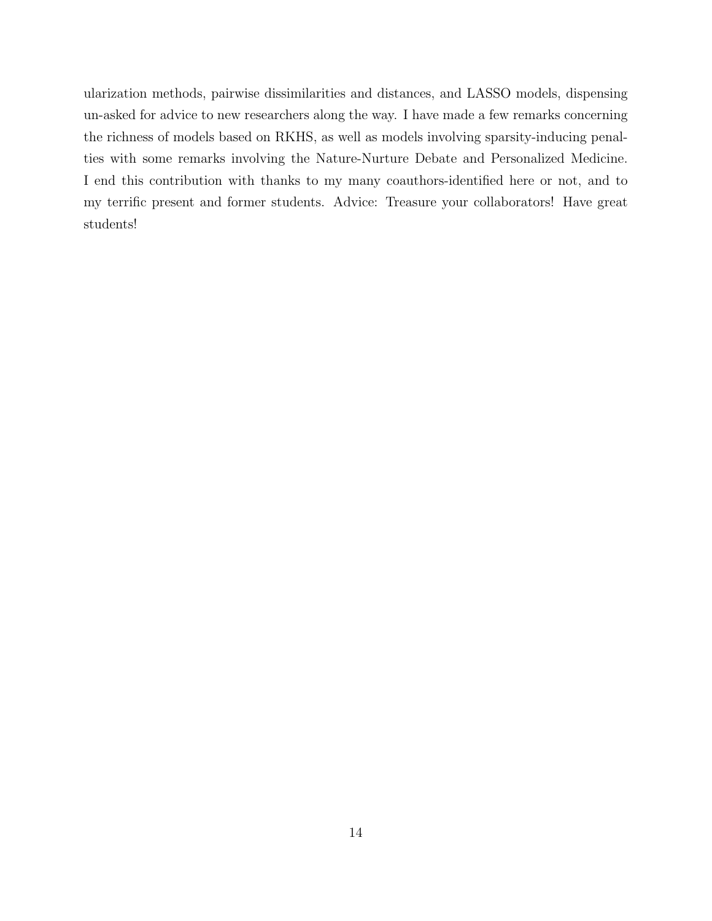ularization methods, pairwise dissimilarities and distances, and LASSO models, dispensing un-asked for advice to new researchers along the way. I have made a few remarks concerning the richness of models based on RKHS, as well as models involving sparsity-inducing penalties with some remarks involving the Nature-Nurture Debate and Personalized Medicine. I end this contribution with thanks to my many coauthors-identified here or not, and to my terrific present and former students. Advice: Treasure your collaborators! Have great students!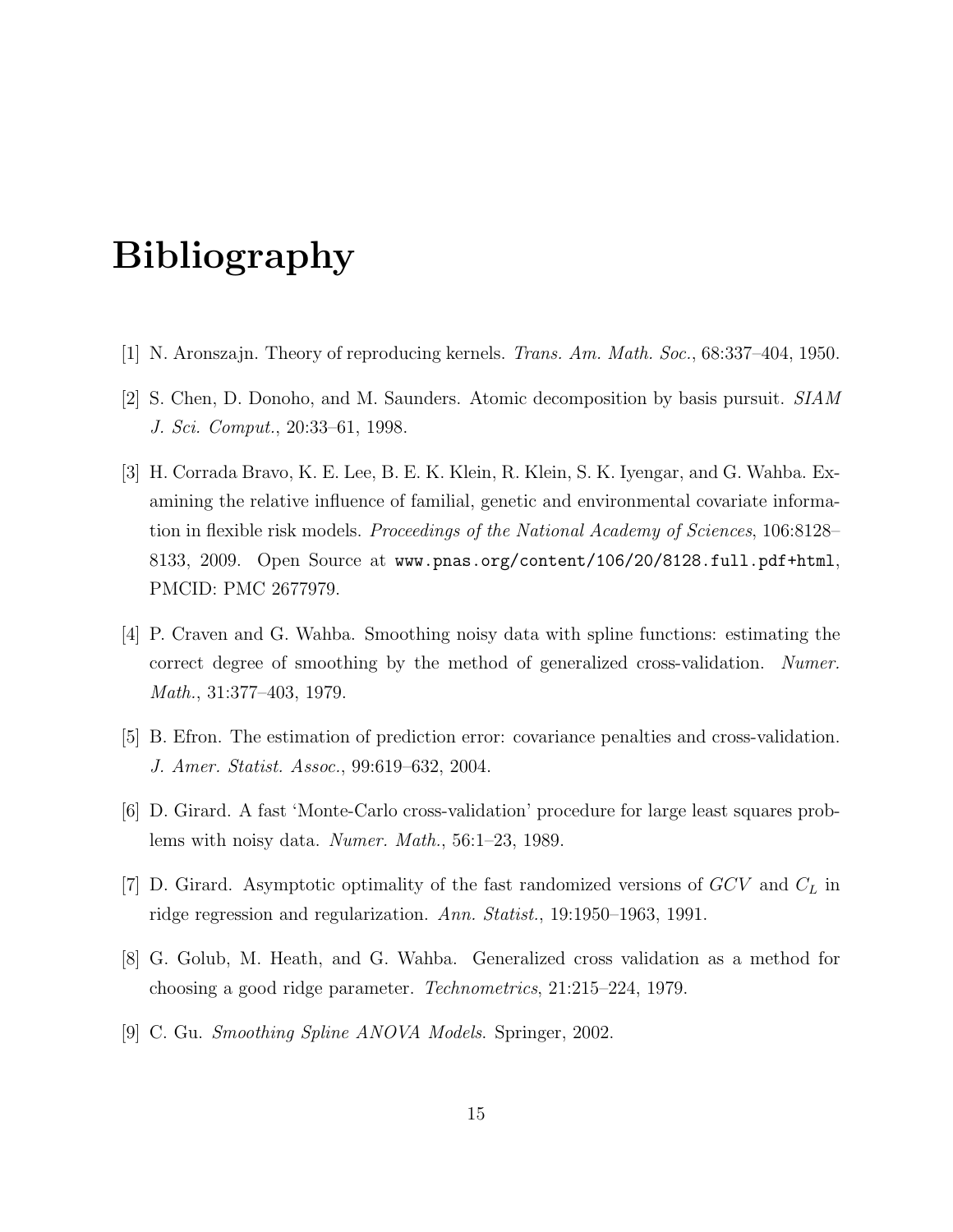# Bibliography

[1] N. Aronszajn. Theory of reproducing kernels. *Trans. Am. Math. Soc.*, 68:337–404, 1950.

[2] S. Chen, D. Donoho, and M. Saunders. Atomic decomposition by basis pursuit. *SIAM J. Sci. Comput.*, 20:33–61, 1998.

[3] H. Corrada Bravo, K. E. Lee, B. E. K. Klein, R. Klein, S. K. Iyengar, and G. Wahba. Examining the relative influence of familial, genetic and environmental covariate information in flexible risk models. *Proceedings of the National Academy of Sciences*, 106:8128–8133, 2009. Open Source at `www.pnas.org/content/106/20/8128.full.pdf+html`, PMCID: PMC 2677979.

[4] P. Craven and G. Wahba. Smoothing noisy data with spline functions: estimating the correct degree of smoothing by the method of generalized cross-validation. *Numer. Math.*, 31:377–403, 1979.

[5] B. Efron. The estimation of prediction error: covariance penalties and cross-validation. *J. Amer. Statist. Assoc.*, 99:619–632, 2004.

[6] D. Girard. A fast 'Monte-Carlo cross-validation' procedure for large least squares problems with noisy data. *Numer. Math.*, 56:1–23, 1989.

[7] D. Girard. Asymptotic optimality of the fast randomized versions of $GCV$ and $C_L$ in ridge regression and regularization. *Ann. Statist.*, 19:1950–1963, 1991.

[8] G. Golub, M. Heath, and G. Wahba. Generalized cross validation as a method for choosing a good ridge parameter. *Technometrics*, 21:215–224, 1979.

[9] C. Gu. *Smoothing Spline ANOVA Models*. Springer, 2002.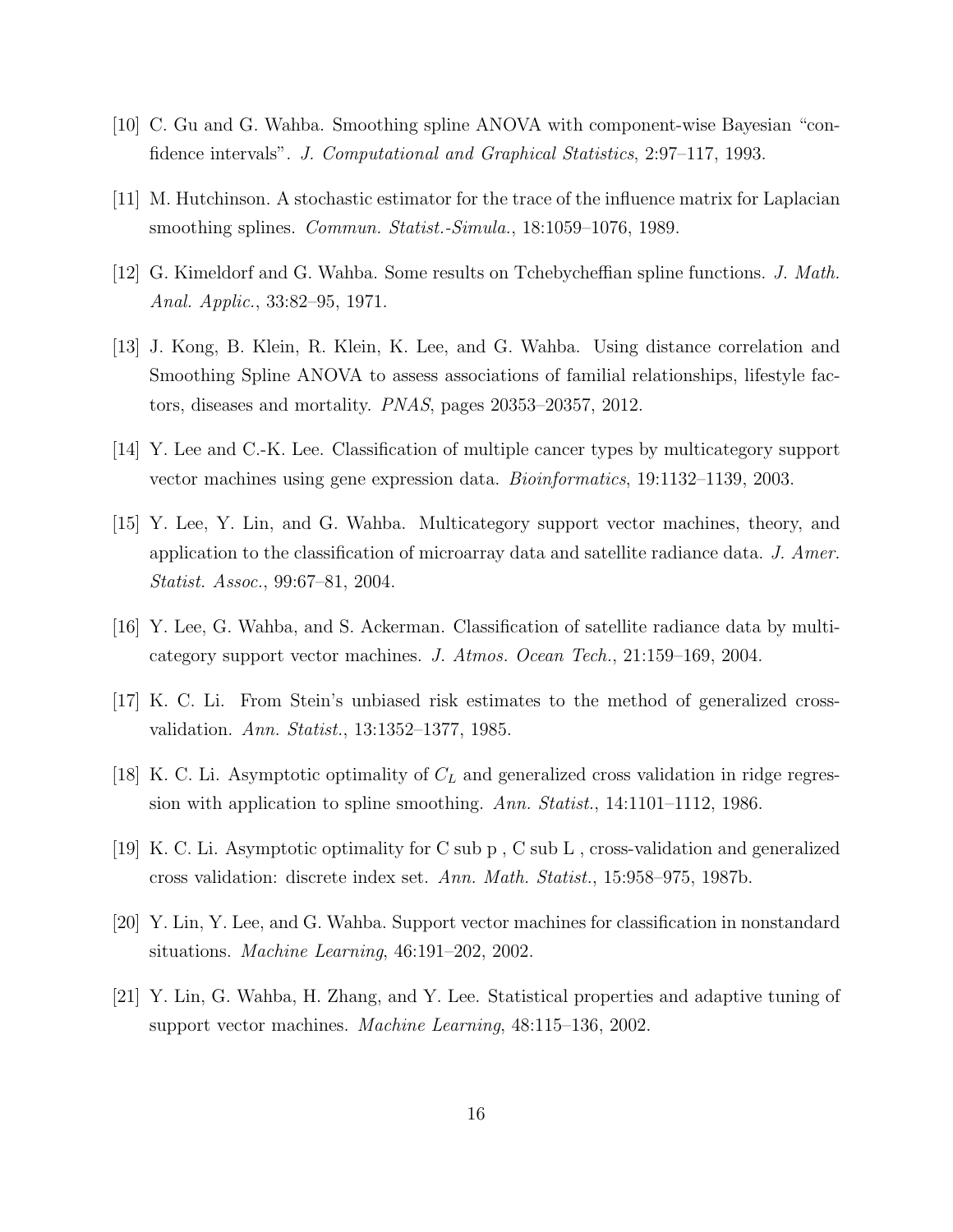[10] C. Gu and G. Wahba. Smoothing spline ANOVA with component-wise Bayesian "confidence intervals". *J. Computational and Graphical Statistics*, 2:97–117, 1993.

[11] M. Hutchinson. A stochastic estimator for the trace of the influence matrix for Laplacian smoothing splines. *Commun. Statist.-Simula.*, 18:1059–1076, 1989.

[12] G. Kimeldorf and G. Wahba. Some results on Tchebycheffian spline functions. *J. Math. Anal. Applic.*, 33:82–95, 1971.

[13] J. Kong, B. Klein, R. Klein, K. Lee, and G. Wahba. Using distance correlation and Smoothing Spline ANOVA to assess associations of familial relationships, lifestyle factors, diseases and mortality. *PNAS*, pages 20353–20357, 2012.

[14] Y. Lee and C.-K. Lee. Classification of multiple cancer types by multicategory support vector machines using gene expression data. *Bioinformatics*, 19:1132–1139, 2003.

[15] Y. Lee, Y. Lin, and G. Wahba. Multicategory support vector machines, theory, and application to the classification of microarray data and satellite radiance data. *J. Amer. Statist. Assoc.*, 99:67–81, 2004.

[16] Y. Lee, G. Wahba, and S. Ackerman. Classification of satellite radiance data by multicategory support vector machines. *J. Atmos. Ocean Tech.*, 21:159–169, 2004.

[17] K. C. Li. From Stein's unbiased risk estimates to the method of generalized cross-validation. *Ann. Statist.*, 13:1352–1377, 1985.

[18] K. C. Li. Asymptotic optimality of $C_L$ and generalized cross validation in ridge regression with application to spline smoothing. *Ann. Statist.*, 14:1101–1112, 1986.

[19] K. C. Li. Asymptotic optimality for C sub p , C sub L , cross-validation and generalized cross validation: discrete index set. *Ann. Math. Statist.*, 15:958–975, 1987b.

[20] Y. Lin, Y. Lee, and G. Wahba. Support vector machines for classification in nonstandard situations. *Machine Learning*, 46:191–202, 2002.

[21] Y. Lin, G. Wahba, H. Zhang, and Y. Lee. Statistical properties and adaptive tuning of support vector machines. *Machine Learning*, 48:115–136, 2002.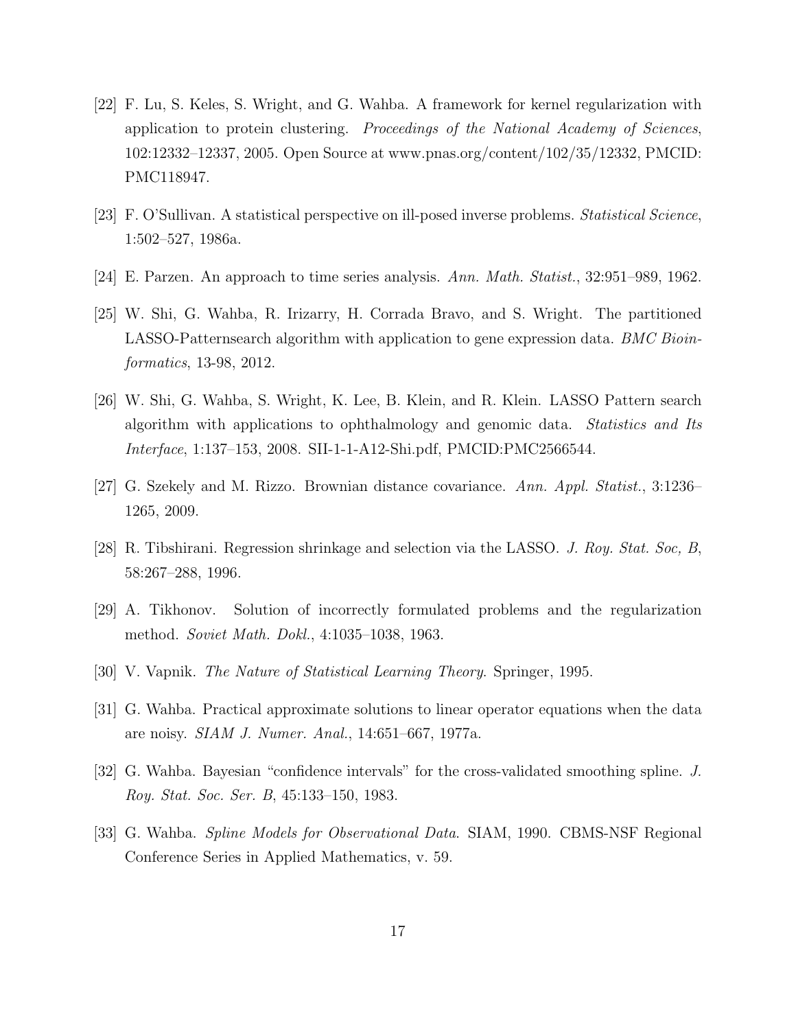[22] F. Lu, S. Keles, S. Wright, and G. Wahba. A framework for kernel regularization with application to protein clustering. *Proceedings of the National Academy of Sciences*, 102:12332–12337, 2005. Open Source at www.pnas.org/content/102/35/12332, PMCID: PMC118947.

[23] F. O'Sullivan. A statistical perspective on ill-posed inverse problems. *Statistical Science*, 1:502–527, 1986a.

[24] E. Parzen. An approach to time series analysis. *Ann. Math. Statist.*, 32:951–989, 1962.

[25] W. Shi, G. Wahba, R. Irizarry, H. Corrada Bravo, and S. Wright. The partitioned LASSO-Patternsearch algorithm with application to gene expression data. *BMC Bioinformatics*, 13-98, 2012.

[26] W. Shi, G. Wahba, S. Wright, K. Lee, B. Klein, and R. Klein. LASSO Pattern search algorithm with applications to ophthalmology and genomic data. *Statistics and Its Interface*, 1:137–153, 2008. SII-1-1-A12-Shi.pdf, PMCID:PMC2566544.

[27] G. Szekely and M. Rizzo. Brownian distance covariance. *Ann. Appl. Statist.*, 3:1236–1265, 2009.

[28] R. Tibshirani. Regression shrinkage and selection via the LASSO. *J. Roy. Stat. Soc, B*, 58:267–288, 1996.

[29] A. Tikhonov. Solution of incorrectly formulated problems and the regularization method. *Soviet Math. Dokl.*, 4:1035–1038, 1963.

[30] V. Vapnik. *The Nature of Statistical Learning Theory.* Springer, 1995.

[31] G. Wahba. Practical approximate solutions to linear operator equations when the data are noisy. *SIAM J. Numer. Anal.*, 14:651–667, 1977a.

[32] G. Wahba. Bayesian "confidence intervals" for the cross-validated smoothing spline. *J. Roy. Stat. Soc. Ser. B*, 45:133–150, 1983.

[33] G. Wahba. *Spline Models for Observational Data.* SIAM, 1990. CBMS-NSF Regional Conference Series in Applied Mathematics, v. 59.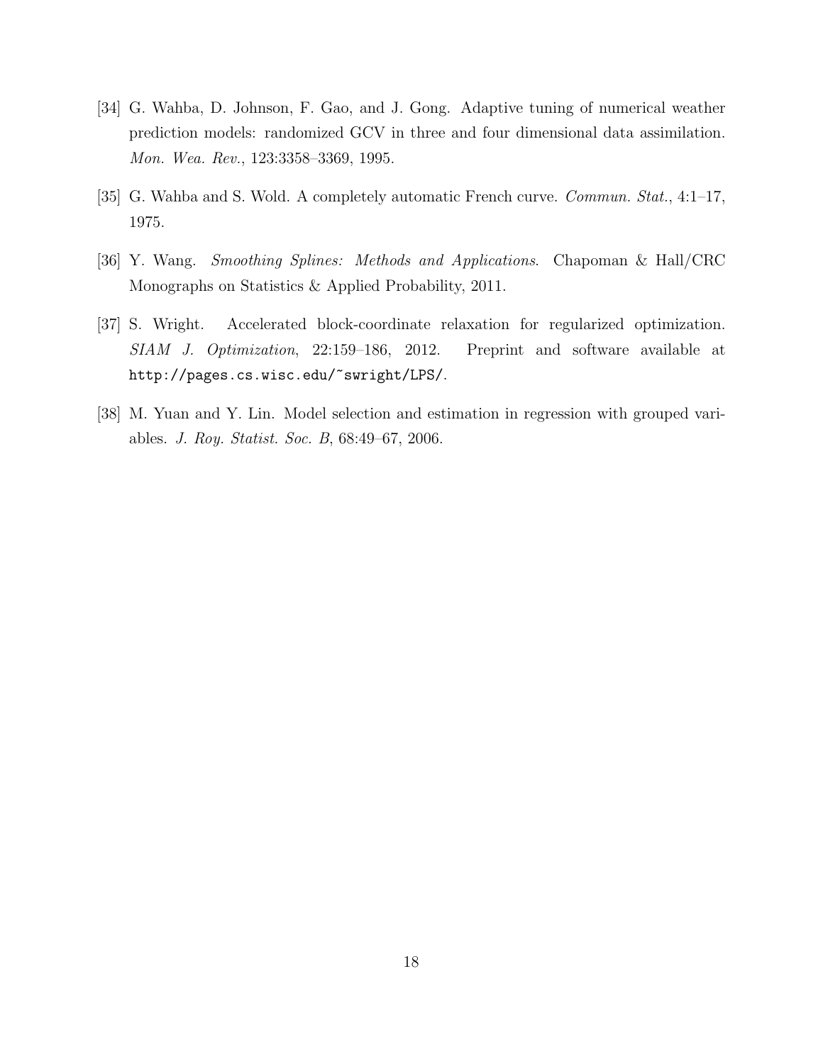[34] G. Wahba, D. Johnson, F. Gao, and J. Gong. Adaptive tuning of numerical weather prediction models: randomized GCV in three and four dimensional data assimilation. *Mon. Wea. Rev.*, 123:3358–3369, 1995.

[35] G. Wahba and S. Wold. A completely automatic French curve. *Commun. Stat.*, 4:1–17, 1975.

[36] Y. Wang. *Smoothing Splines: Methods and Applications*. Chapoman & Hall/CRC Monographs on Statistics & Applied Probability, 2011.

[37] S. Wright. Accelerated block-coordinate relaxation for regularized optimization. *SIAM J. Optimization*, 22:159–186, 2012. Preprint and software available at `http://pages.cs.wisc.edu/~swright/LPS/`.

[38] M. Yuan and Y. Lin. Model selection and estimation in regression with grouped variables. *J. Roy. Statist. Soc. B*, 68:49–67, 2006.